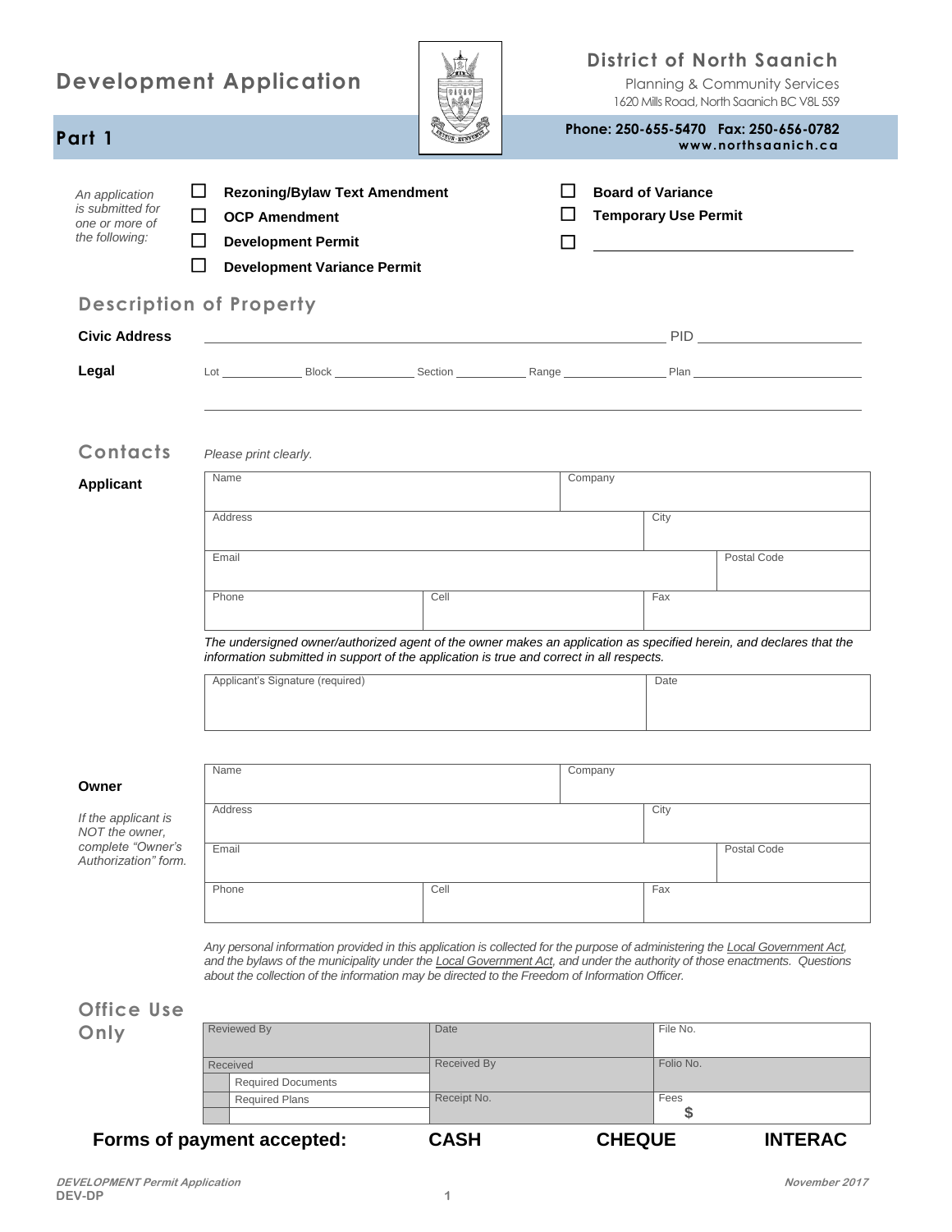# Development Application

**District of North Saanich**
Planning & Community Services
1620 Mills Road, North Saanich BC V8L 5S9

**Phone: 250-655-5470 Fax: 250-656-0782**
**www.northsaanich.ca**

## Part 1

*An application is submitted for one or more of the following:*

- ☐ **Rezoning/Bylaw Text Amendment**
- ☐ **OCP Amendment**
- ☐ **Development Permit**
- ☐ **Development Variance Permit**
- ☐ **Board of Variance**
- ☐ **Temporary Use Permit**
- ☐ ____________________

## Description of Property

**Civic Address** ______________________________ PID ____________

**Legal** Lot ________ Block ________ Section ________ Range ________ Plan ____________

______________________________________________________________

## Contacts

*Please print clearly.*

**Applicant**

| Name | | Company | |
|---|---|---|---|
| Address | | City | |
| Email | | | Postal Code |
| Phone | Cell | Fax | |

*The undersigned owner/authorized agent of the owner makes an application as specified herein, and declares that the information submitted in support of the application is true and correct in all respects.*

| Applicant's Signature (required) | Date |
|---|---|
| | |

**Owner**

*If the applicant is NOT the owner, complete "Owner's Authorization" form.*

| Name | | Company | |
|---|---|---|---|
| Address | | City | |
| Email | | | Postal Code |
| Phone | Cell | Fax | |

*Any personal information provided in this application is collected for the purpose of administering the Local Government Act, and the bylaws of the municipality under the Local Government Act, and under the authority of those enactments. Questions about the collection of the information may be directed to the Freedom of Information Officer.*

## Office Use Only

| Reviewed By | Date | File No. |
|---|---|---|
| Received | Received By | Folio No. |
| ☐ Required Documents | | |
| ☐ Required Plans | Receipt No. | Fees $ |
| ☐ | | |

**Forms of payment accepted: CASH CHEQUE INTERAC**

***DEVELOPMENT Permit Application*** **DEV-DP** ***November 2017***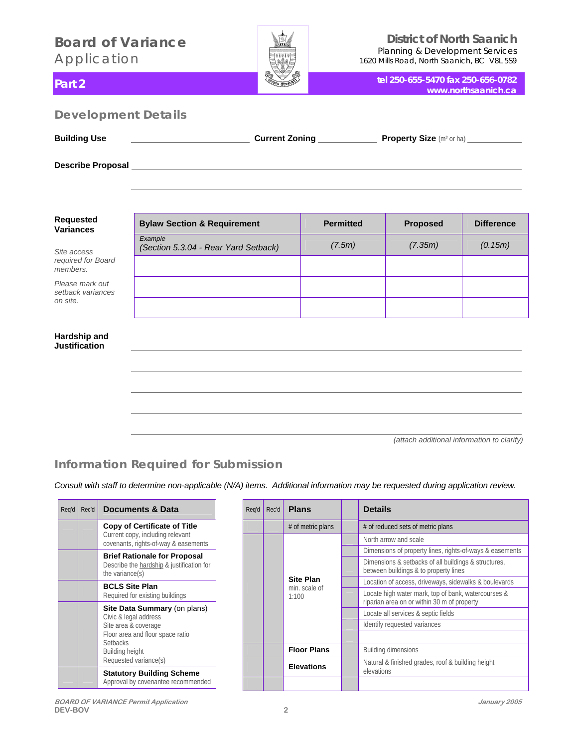# Board of Variance Application

**District of North Saanich**
Planning & Development Services
1620 Mills Road, North Saanich, BC V8L 5S9

## Part 2

**tel 250-655-5470 fax 250-656-0782**
**www.northsaanich.ca**

## Development Details

**Building Use** ____________ **Current Zoning** ____________ **Property Size** (m² or ha) ____________

**Describe Proposal** ____________________________________________

____________________________________________

**Requested Variances**

*Site access required for Board members.*

*Please mark out setback variances on site.*

| Bylaw Section & Requirement | Permitted | Proposed | Difference |
|---|---|---|---|
| *Example* *(Section 5.3.04 - Rear Yard Setback)* | *(7.5m)* | *(7.35m)* | *(0.15m)* |
| | | | |
| | | | |
| | | | |

**Hardship and Justification**

____________________________________________

____________________________________________

____________________________________________

____________________________________________

____________________________________________

*(attach additional information to clarify)*

## Information Required for Submission

*Consult with staff to determine non-applicable (N/A) items. Additional information may be requested during application review.*

| Req'd | Rec'd | Documents & Data |
|---|---|---|
| | | **Copy of Certificate of Title** Current copy, including relevant covenants, rights-of-way & easements |
| | | **Brief Rationale for Proposal** Describe the hardship & justification for the variance(s) |
| | | **BCLS Site Plan** Required for existing buildings |
| | | **Site Data Summary** (on plans) Civic & legal address, Site area & coverage, Floor area and floor space ratio, Setbacks, Building height, Requested variance(s) |
| | | **Statutory Building Scheme** Approval by covenantee recommended |

| Req'd | Rec'd | Plans | | Details |
|---|---|---|---|---|
| | | # of metric plans | | # of reduced sets of metric plans |
| | | **Site Plan** min. scale of 1:100 | | North arrow and scale |
| | | | | Dimensions of property lines, rights-of-ways & easements |
| | | | | Dimensions & setbacks of all buildings & structures, between buildings & to property lines |
| | | | | Location of access, driveways, sidewalks & boulevards |
| | | | | Locate high water mark, top of bank, watercourses & riparian area on or within 30 m of property |
| | | | | Locate all services & septic fields |
| | | | | Identify requested variances |
| | | | | |
| | | **Floor Plans** | | Building dimensions |
| | | **Elevations** | | Natural & finished grades, roof & building height elevations |
| | | | | |

*BOARD OF VARIANCE Permit Application*
**DEV-BOV**
*January 2005*